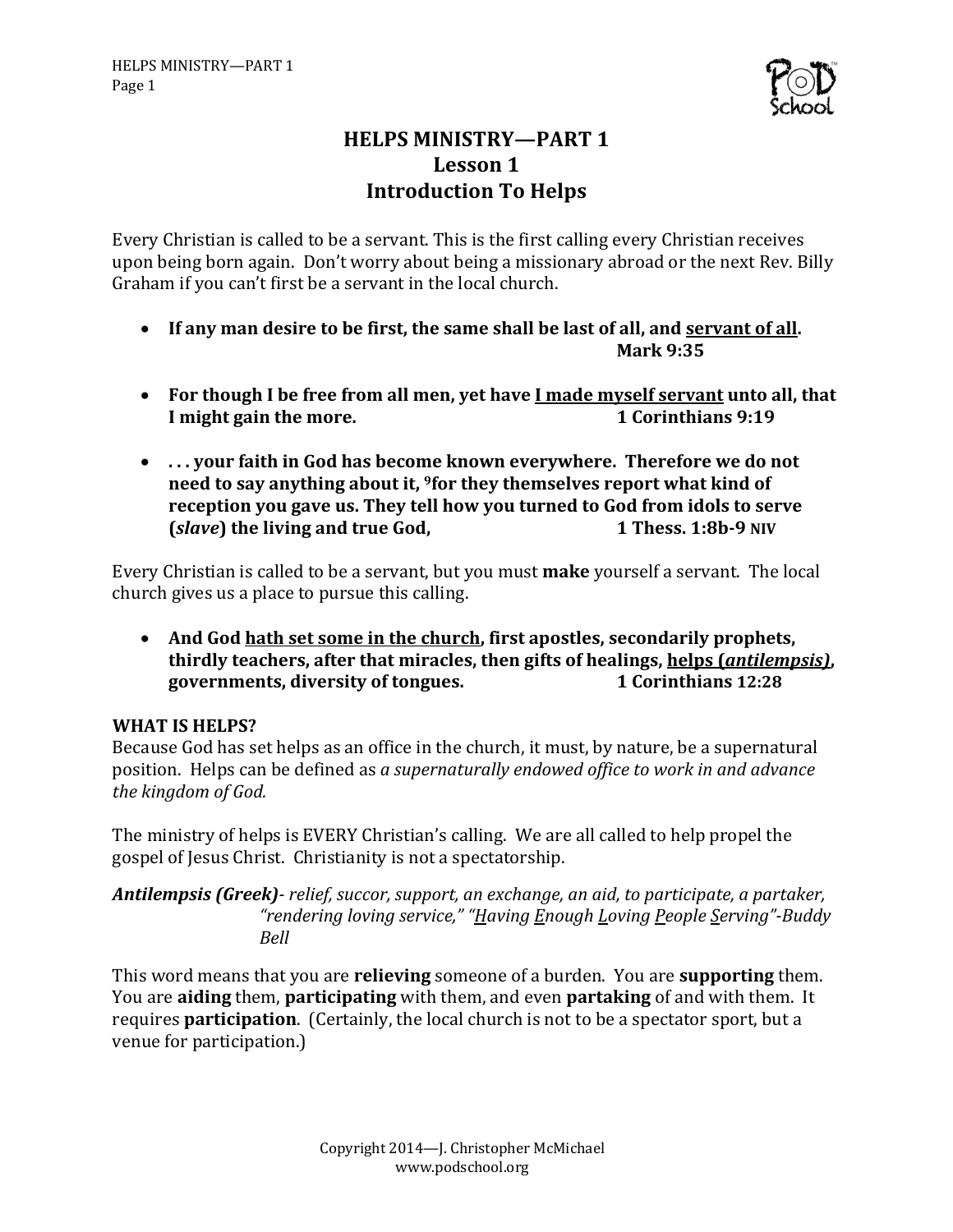# HELPS MINISTRY—PART 1
## Lesson 1
## Introduction To Helps

Every Christian is called to be a servant. This is the first calling every Christian receives upon being born again. Don't worry about being a missionary abroad or the next Rev. Billy Graham if you can't first be a servant in the local church.

- **If any man desire to be first, the same shall be last of all, and <u>servant of all</u>.**
  **Mark 9:35**

- **For though I be free from all men, yet have <u>I made myself servant</u> unto all, that I might gain the more.** **1 Corinthians 9:19**

- **. . . your faith in God has become known everywhere. Therefore we do not need to say anything about it, 9for they themselves report what kind of reception you gave us. They tell how you turned to God from idols to serve (*slave*) the living and true God,** **1 Thess. 1:8b-9 NIV**

Every Christian is called to be a servant, but you must **make** yourself a servant. The local church gives us a place to pursue this calling.

- **And God <u>hath set some in the church</u>, first apostles, secondarily prophets, thirdly teachers, after that miracles, then gifts of healings, <u>helps (*antilempsis)*</u>, governments, diversity of tongues.** **1 Corinthians 12:28**

### WHAT IS HELPS?

Because God has set helps as an office in the church, it must, by nature, be a supernatural position. Helps can be defined as *a supernaturally endowed office to work in and advance the kingdom of God.*

The ministry of helps is EVERY Christian's calling. We are all called to help propel the gospel of Jesus Christ. Christianity is not a spectatorship.

***Antilempsis (Greek)**- relief, succor, support, an exchange, an aid, to participate, a partaker, "rendering loving service," "<u>H</u>aving <u>E</u>nough <u>L</u>oving <u>P</u>eople <u>S</u>erving"-Buddy Bell*

This word means that you are **relieving** someone of a burden. You are **supporting** them. You are **aiding** them, **participating** with them, and even **partaking** of and with them. It requires **participation**. (Certainly, the local church is not to be a spectator sport, but a venue for participation.)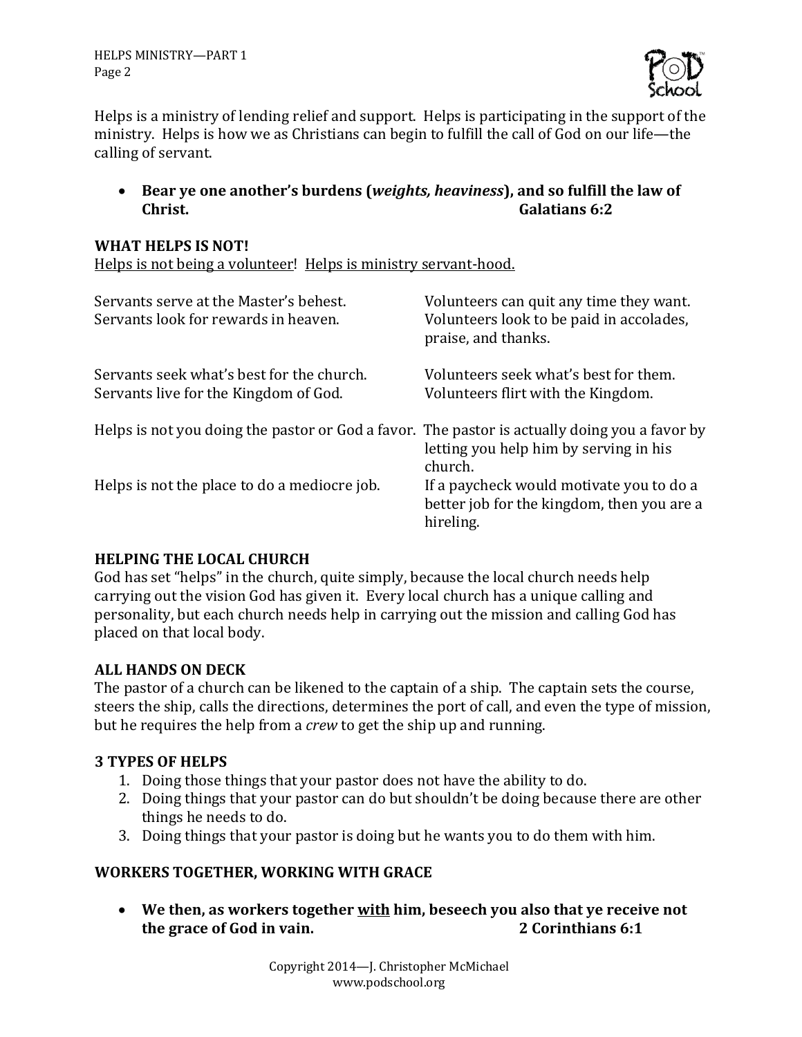Helps is a ministry of lending relief and support. Helps is participating in the support of the ministry. Helps is how we as Christians can begin to fulfill the call of God on our life—the calling of servant.

- **Bear ye one another's burdens (*weights, heaviness*), and so fulfill the law of Christ. Galatians 6:2**

**WHAT HELPS IS NOT!**

Helps is not being a volunteer! Helps is ministry servant-hood.

| | |
|---|---|
| Servants serve at the Master's behest. | Volunteers can quit any time they want. |
| Servants look for rewards in heaven. | Volunteers look to be paid in accolades, praise, and thanks. |
| Servants seek what's best for the church. | Volunteers seek what's best for them. |
| Servants live for the Kingdom of God. | Volunteers flirt with the Kingdom. |
| Helps is not you doing the pastor or God a favor. | The pastor is actually doing you a favor by letting you help him by serving in his church. |
| Helps is not the place to do a mediocre job. | If a paycheck would motivate you to do a better job for the kingdom, then you are a hireling. |

**HELPING THE LOCAL CHURCH**

God has set "helps" in the church, quite simply, because the local church needs help carrying out the vision God has given it. Every local church has a unique calling and personality, but each church needs help in carrying out the mission and calling God has placed on that local body.

**ALL HANDS ON DECK**

The pastor of a church can be likened to the captain of a ship. The captain sets the course, steers the ship, calls the directions, determines the port of call, and even the type of mission, but he requires the help from a *crew* to get the ship up and running.

**3 TYPES OF HELPS**

1. Doing those things that your pastor does not have the ability to do.
2. Doing things that your pastor can do but shouldn't be doing because there are other things he needs to do.
3. Doing things that your pastor is doing but he wants you to do them with him.

**WORKERS TOGETHER, WORKING WITH GRACE**

- **We then, as workers together <u>with</u> him, beseech you also that ye receive not the grace of God in vain. 2 Corinthians 6:1**

Copyright 2014—J. Christopher McMichael
www.podschool.org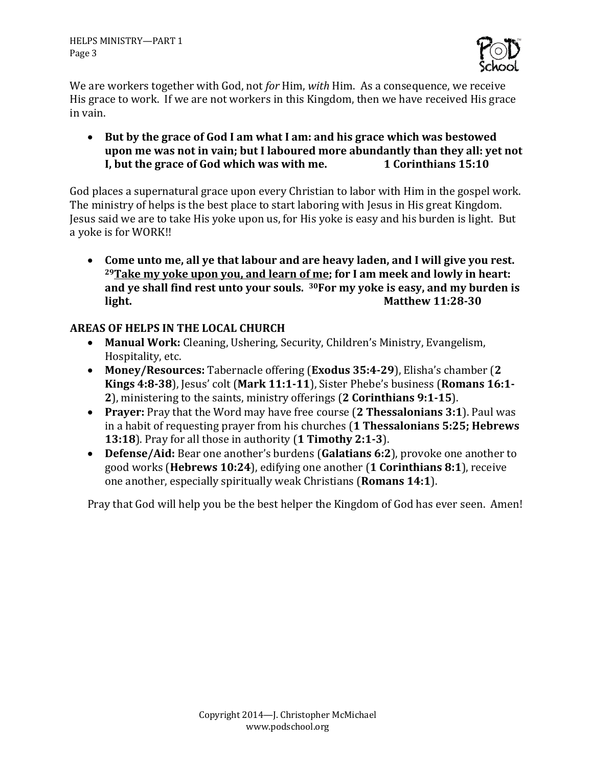We are workers together with God, not *for* Him, *with* Him. As a consequence, we receive His grace to work. If we are not workers in this Kingdom, then we have received His grace in vain.

- **But by the grace of God I am what I am: and his grace which was bestowed upon me was not in vain; but I laboured more abundantly than they all: yet not I, but the grace of God which was with me. 1 Corinthians 15:10**

God places a supernatural grace upon every Christian to labor with Him in the gospel work. The ministry of helps is the best place to start laboring with Jesus in His great Kingdom. Jesus said we are to take His yoke upon us, for His yoke is easy and his burden is light. But a yoke is for WORK!!

- **Come unto me, all ye that labour and are heavy laden, and I will give you rest. [29]<u>Take my yoke upon you, and learn of me</u>; for I am meek and lowly in heart: and ye shall find rest unto your souls. [30]For my yoke is easy, and my burden is light. Matthew 11:28-30**

**AREAS OF HELPS IN THE LOCAL CHURCH**

- **Manual Work:** Cleaning, Ushering, Security, Children's Ministry, Evangelism, Hospitality, etc.
- **Money/Resources:** Tabernacle offering (**Exodus 35:4-29**), Elisha's chamber (**2 Kings 4:8-38**), Jesus' colt (**Mark 11:1-11**), Sister Phebe's business (**Romans 16:1-2**), ministering to the saints, ministry offerings (**2 Corinthians 9:1-15**).
- **Prayer:** Pray that the Word may have free course (**2 Thessalonians 3:1**). Paul was in a habit of requesting prayer from his churches (**1 Thessalonians 5:25; Hebrews 13:18**). Pray for all those in authority (**1 Timothy 2:1-3**).
- **Defense/Aid:** Bear one another's burdens (**Galatians 6:2**), provoke one another to good works (**Hebrews 10:24**), edifying one another (**1 Corinthians 8:1**), receive one another, especially spiritually weak Christians (**Romans 14:1**).

Pray that God will help you be the best helper the Kingdom of God has ever seen. Amen!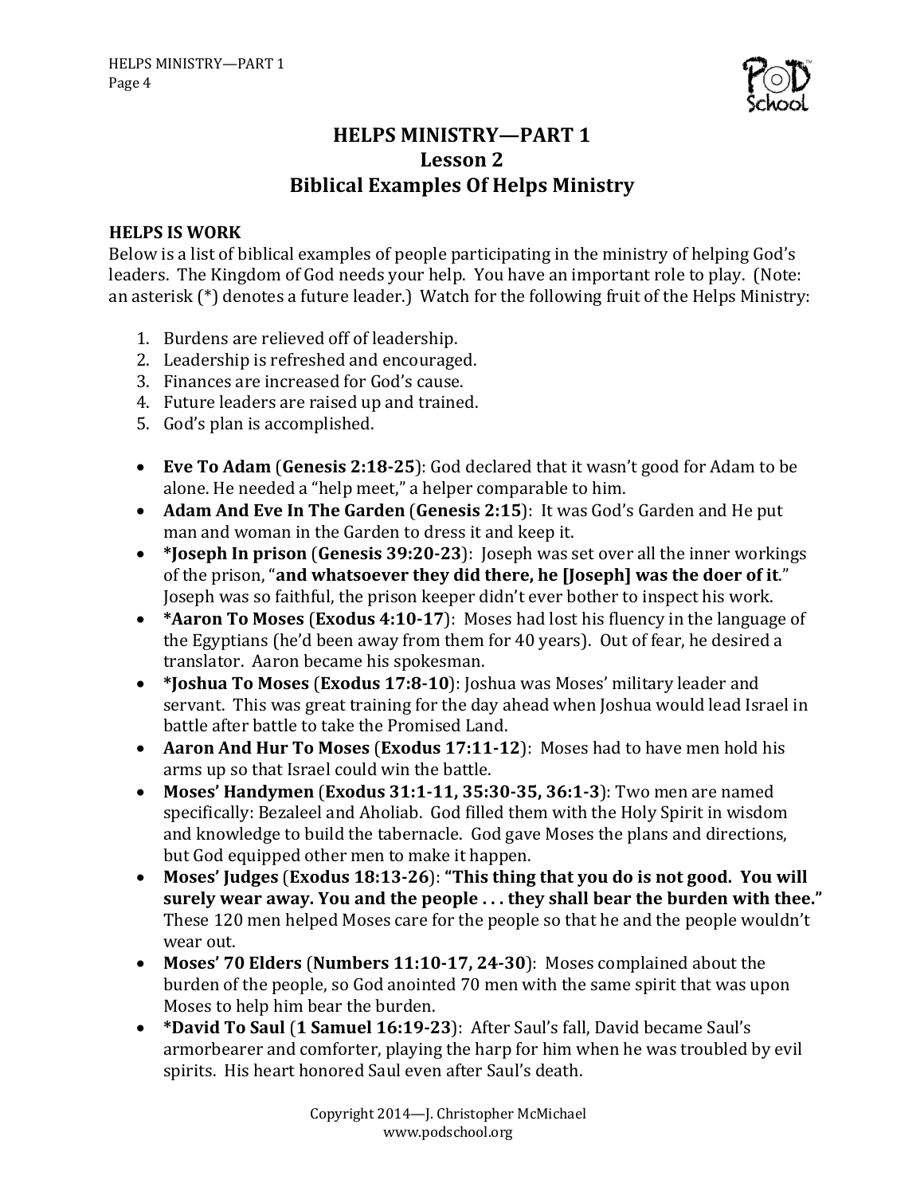# HELPS MINISTRY—PART 1
## Lesson 2
## Biblical Examples Of Helps Ministry

**HELPS IS WORK**

Below is a list of biblical examples of people participating in the ministry of helping God's leaders. The Kingdom of God needs your help. You have an important role to play. (Note: an asterisk (*) denotes a future leader.) Watch for the following fruit of the Helps Ministry:

1. Burdens are relieved off of leadership.
2. Leadership is refreshed and encouraged.
3. Finances are increased for God's cause.
4. Future leaders are raised up and trained.
5. God's plan is accomplished.

- **Eve To Adam** (**Genesis 2:18-25**): God declared that it wasn't good for Adam to be alone. He needed a "help meet," a helper comparable to him.
- **Adam And Eve In The Garden** (**Genesis 2:15**): It was God's Garden and He put man and woman in the Garden to dress it and keep it.
- **\*Joseph In prison** (**Genesis 39:20-23**): Joseph was set over all the inner workings of the prison, "**and whatsoever they did there, he [Joseph] was the doer of it**." Joseph was so faithful, the prison keeper didn't ever bother to inspect his work.
- **\*Aaron To Moses** (**Exodus 4:10-17**): Moses had lost his fluency in the language of the Egyptians (he'd been away from them for 40 years). Out of fear, he desired a translator. Aaron became his spokesman.
- **\*Joshua To Moses** (**Exodus 17:8-10**): Joshua was Moses' military leader and servant. This was great training for the day ahead when Joshua would lead Israel in battle after battle to take the Promised Land.
- **Aaron And Hur To Moses** (**Exodus 17:11-12**): Moses had to have men hold his arms up so that Israel could win the battle.
- **Moses' Handymen** (**Exodus 31:1-11, 35:30-35, 36:1-3**): Two men are named specifically: Bezaleel and Aholiab. God filled them with the Holy Spirit in wisdom and knowledge to build the tabernacle. God gave Moses the plans and directions, but God equipped other men to make it happen.
- **Moses' Judges** (**Exodus 18:13-26**): **"This thing that you do is not good. You will surely wear away. You and the people . . . they shall bear the burden with thee."** These 120 men helped Moses care for the people so that he and the people wouldn't wear out.
- **Moses' 70 Elders** (**Numbers 11:10-17, 24-30**): Moses complained about the burden of the people, so God anointed 70 men with the same spirit that was upon Moses to help him bear the burden.
- **\*David To Saul** (**1 Samuel 16:19-23**): After Saul's fall, David became Saul's armorbearer and comforter, playing the harp for him when he was troubled by evil spirits. His heart honored Saul even after Saul's death.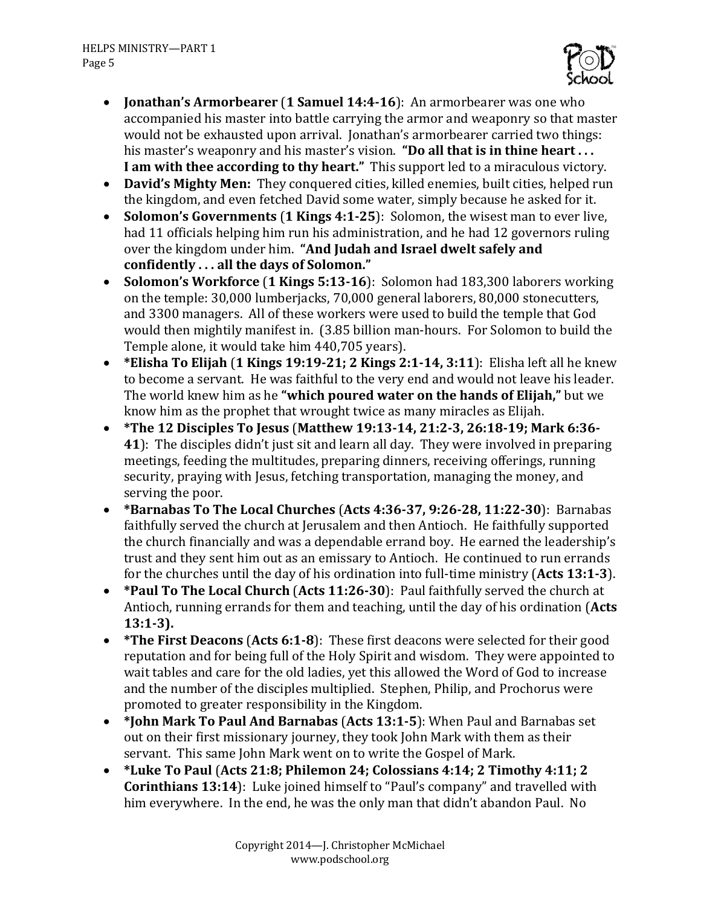- **Jonathan's Armorbearer** (**1 Samuel 14:4-16**): An armorbearer was one who accompanied his master into battle carrying the armor and weaponry so that master would not be exhausted upon arrival. Jonathan's armorbearer carried two things: his master's weaponry and his master's vision. **"Do all that is in thine heart . . . I am with thee according to thy heart."** This support led to a miraculous victory.
- **David's Mighty Men:** They conquered cities, killed enemies, built cities, helped run the kingdom, and even fetched David some water, simply because he asked for it.
- **Solomon's Governments** (**1 Kings 4:1-25**): Solomon, the wisest man to ever live, had 11 officials helping him run his administration, and he had 12 governors ruling over the kingdom under him. **"And Judah and Israel dwelt safely and confidently . . . all the days of Solomon."**
- **Solomon's Workforce** (**1 Kings 5:13-16**): Solomon had 183,300 laborers working on the temple: 30,000 lumberjacks, 70,000 general laborers, 80,000 stonecutters, and 3300 managers. All of these workers were used to build the temple that God would then mightily manifest in. (3.85 billion man-hours. For Solomon to build the Temple alone, it would take him 440,705 years).
- **\*Elisha To Elijah** (**1 Kings 19:19-21; 2 Kings 2:1-14, 3:11**): Elisha left all he knew to become a servant. He was faithful to the very end and would not leave his leader. The world knew him as he **"which poured water on the hands of Elijah,"** but we know him as the prophet that wrought twice as many miracles as Elijah.
- **\*The 12 Disciples To Jesus** (**Matthew 19:13-14, 21:2-3, 26:18-19; Mark 6:36-41**): The disciples didn't just sit and learn all day. They were involved in preparing meetings, feeding the multitudes, preparing dinners, receiving offerings, running security, praying with Jesus, fetching transportation, managing the money, and serving the poor.
- **\*Barnabas To The Local Churches** (**Acts 4:36-37, 9:26-28, 11:22-30**): Barnabas faithfully served the church at Jerusalem and then Antioch. He faithfully supported the church financially and was a dependable errand boy. He earned the leadership's trust and they sent him out as an emissary to Antioch. He continued to run errands for the churches until the day of his ordination into full-time ministry (**Acts 13:1-3**).
- **\*Paul To The Local Church** (**Acts 11:26-30**): Paul faithfully served the church at Antioch, running errands for them and teaching, until the day of his ordination (**Acts 13:1-3).**
- **\*The First Deacons** (**Acts 6:1-8**): These first deacons were selected for their good reputation and for being full of the Holy Spirit and wisdom. They were appointed to wait tables and care for the old ladies, yet this allowed the Word of God to increase and the number of the disciples multiplied. Stephen, Philip, and Prochorus were promoted to greater responsibility in the Kingdom.
- **\*John Mark To Paul And Barnabas** (**Acts 13:1-5**): When Paul and Barnabas set out on their first missionary journey, they took John Mark with them as their servant. This same John Mark went on to write the Gospel of Mark.
- **\*Luke To Paul** (**Acts 21:8; Philemon 24; Colossians 4:14; 2 Timothy 4:11; 2 Corinthians 13:14**): Luke joined himself to "Paul's company" and travelled with him everywhere. In the end, he was the only man that didn't abandon Paul. No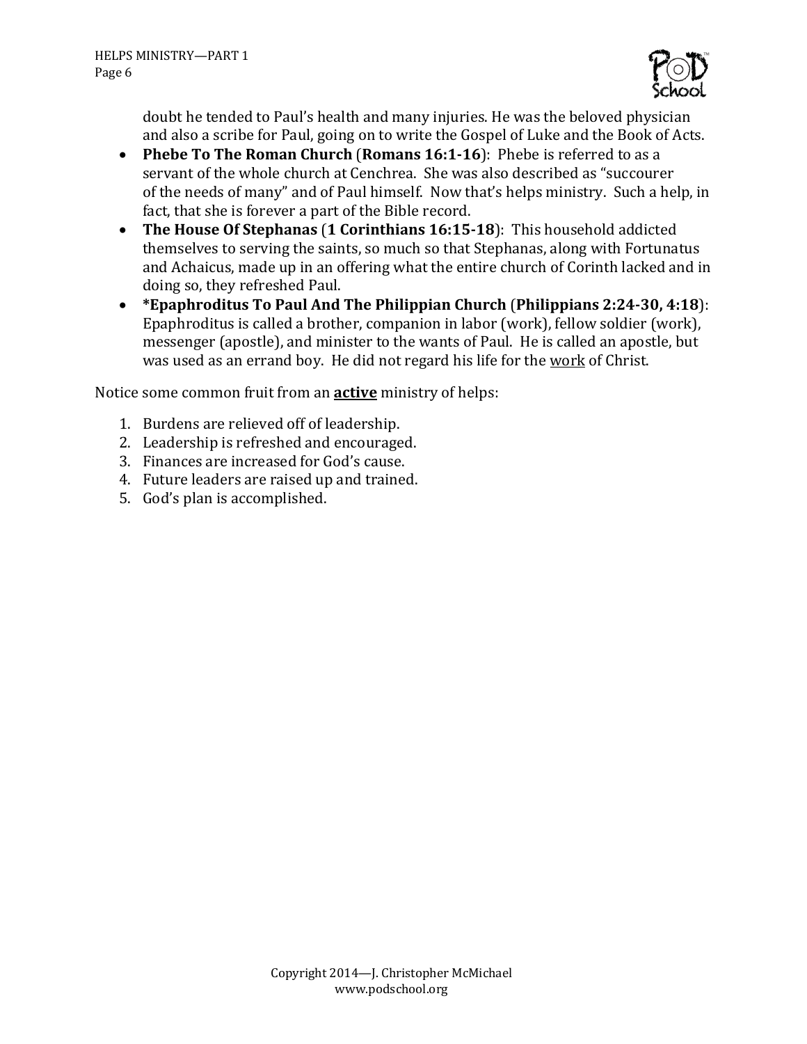doubt he tended to Paul's health and many injuries. He was the beloved physician and also a scribe for Paul, going on to write the Gospel of Luke and the Book of Acts.

- **Phebe To The Roman Church** (**Romans 16:1-16**): Phebe is referred to as a servant of the whole church at Cenchrea. She was also described as "succourer of the needs of many" and of Paul himself. Now that's helps ministry. Such a help, in fact, that she is forever a part of the Bible record.
- **The House Of Stephanas** (**1 Corinthians 16:15-18**): This household addicted themselves to serving the saints, so much so that Stephanas, along with Fortunatus and Achaicus, made up in an offering what the entire church of Corinth lacked and in doing so, they refreshed Paul.
- ***Epaphroditus To Paul And The Philippian Church** (**Philippians 2:24-30, 4:18**): Epaphroditus is called a brother, companion in labor (work), fellow soldier (work), messenger (apostle), and minister to the wants of Paul. He is called an apostle, but was used as an errand boy. He did not regard his life for the <u>work</u> of Christ.

Notice some common fruit from an <u>**active**</u> ministry of helps:

1. Burdens are relieved off of leadership.
2. Leadership is refreshed and encouraged.
3. Finances are increased for God's cause.
4. Future leaders are raised up and trained.
5. God's plan is accomplished.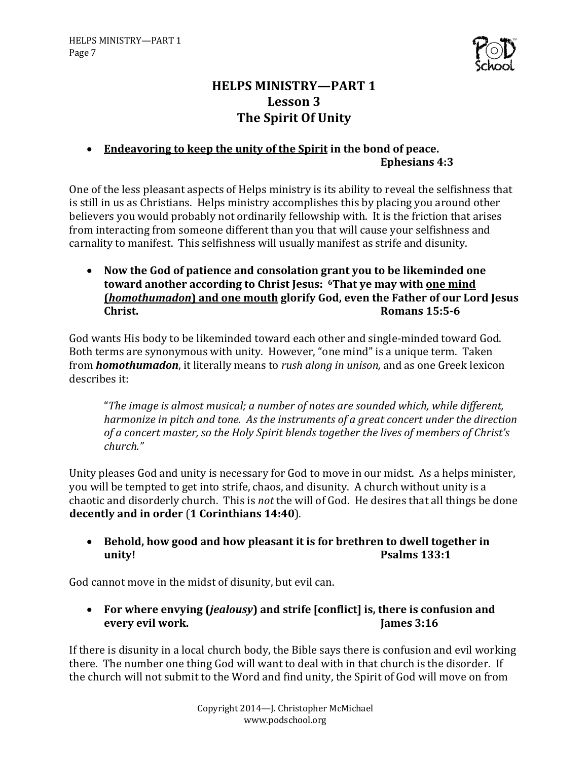# HELPS MINISTRY—PART 1
## Lesson 3
## The Spirit Of Unity

- **<u>Endeavoring to keep the unity of the Spirit</u> in the bond of peace. Ephesians 4:3**

One of the less pleasant aspects of Helps ministry is its ability to reveal the selfishness that is still in us as Christians. Helps ministry accomplishes this by placing you around other believers you would probably not ordinarily fellowship with. It is the friction that arises from interacting from someone different than you that will cause your selfishness and carnality to manifest. This selfishness will usually manifest as strife and disunity.

- **Now the God of patience and consolation grant you to be likeminded one toward another according to Christ Jesus: 6That ye may with <u>one mind (*homothumadon*) and one mouth</u> glorify God, even the Father of our Lord Jesus Christ. Romans 15:5-6**

God wants His body to be likeminded toward each other and single-minded toward God. Both terms are synonymous with unity. However, "one mind" is a unique term. Taken from ***homothumadon***, it literally means to *rush along in unison,* and as one Greek lexicon describes it:

> "*The image is almost musical; a number of notes are sounded which, while different, harmonize in pitch and tone. As the instruments of a great concert under the direction of a concert master, so the Holy Spirit blends together the lives of members of Christ's church.*"

Unity pleases God and unity is necessary for God to move in our midst. As a helps minister, you will be tempted to get into strife, chaos, and disunity. A church without unity is a chaotic and disorderly church. This is *not* the will of God. He desires that all things be done **decently and in order** (**1 Corinthians 14:40**).

- **Behold, how good and how pleasant it is for brethren to dwell together in unity! Psalms 133:1**

God cannot move in the midst of disunity, but evil can.

- **For where envying (*jealousy*) and strife [conflict] is, there is confusion and every evil work. James 3:16**

If there is disunity in a local church body, the Bible says there is confusion and evil working there. The number one thing God will want to deal with in that church is the disorder. If the church will not submit to the Word and find unity, the Spirit of God will move on from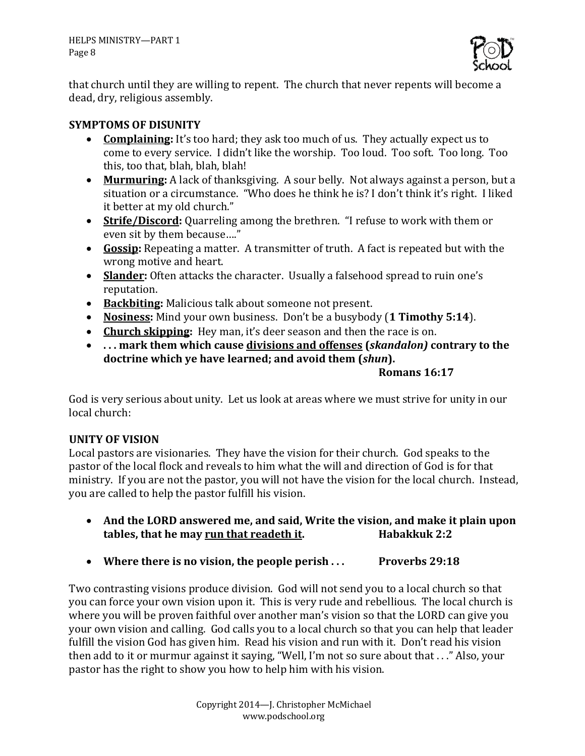that church until they are willing to repent. The church that never repents will become a dead, dry, religious assembly.

**SYMPTOMS OF DISUNITY**

- **<u>Complaining</u>:** It's too hard; they ask too much of us. They actually expect us to come to every service. I didn't like the worship. Too loud. Too soft. Too long. Too this, too that, blah, blah, blah!
- **<u>Murmuring</u>:** A lack of thanksgiving. A sour belly. Not always against a person, but a situation or a circumstance. "Who does he think he is? I don't think it's right. I liked it better at my old church."
- **<u>Strife/Discord</u>:** Quarreling among the brethren. "I refuse to work with them or even sit by them because…."
- **<u>Gossip</u>:** Repeating a matter. A transmitter of truth. A fact is repeated but with the wrong motive and heart.
- **<u>Slander</u>:** Often attacks the character. Usually a falsehood spread to ruin one's reputation.
- **<u>Backbiting</u>:** Malicious talk about someone not present.
- **<u>Nosiness</u>:** Mind your own business. Don't be a busybody (**1 Timothy 5:14**).
- **<u>Church skipping</u>:** Hey man, it's deer season and then the race is on.
- **. . . mark them which cause <u>divisions and offenses</u> (*skandalon)* contrary to the doctrine which ye have learned; and avoid them (*shun*).**
  **Romans 16:17**

God is very serious about unity. Let us look at areas where we must strive for unity in our local church:

**UNITY OF VISION**

Local pastors are visionaries. They have the vision for their church. God speaks to the pastor of the local flock and reveals to him what the will and direction of God is for that ministry. If you are not the pastor, you will not have the vision for the local church. Instead, you are called to help the pastor fulfill his vision.

- **And the LORD answered me, and said, Write the vision, and make it plain upon tables, that he may <u>run that readeth it</u>. Habakkuk 2:2**
- **Where there is no vision, the people perish . . . Proverbs 29:18**

Two contrasting visions produce division. God will not send you to a local church so that you can force your own vision upon it. This is very rude and rebellious. The local church is where you will be proven faithful over another man's vision so that the LORD can give you your own vision and calling. God calls you to a local church so that you can help that leader fulfill the vision God has given him. Read his vision and run with it. Don't read his vision then add to it or murmur against it saying, "Well, I'm not so sure about that . . ." Also, your pastor has the right to show you how to help him with his vision.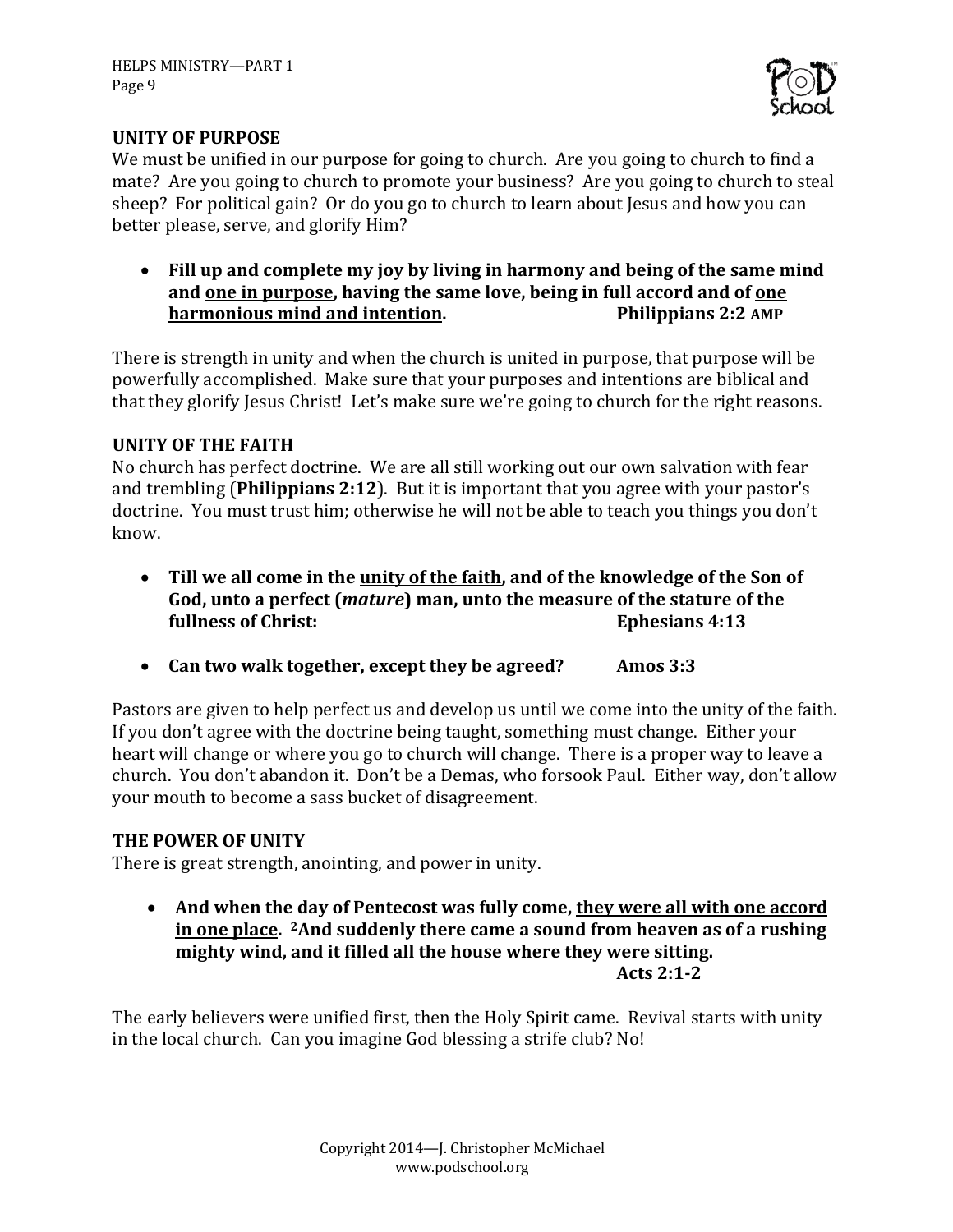## UNITY OF PURPOSE

We must be unified in our purpose for going to church. Are you going to church to find a mate? Are you going to church to promote your business? Are you going to church to steal sheep? For political gain? Or do you go to church to learn about Jesus and how you can better please, serve, and glorify Him?

- **Fill up and complete my joy by living in harmony and being of the same mind and <u>one in purpose</u>, having the same love, being in full accord and of <u>one harmonious mind and intention</u>. Philippians 2:2 AMP**

There is strength in unity and when the church is united in purpose, that purpose will be powerfully accomplished. Make sure that your purposes and intentions are biblical and that they glorify Jesus Christ! Let's make sure we're going to church for the right reasons.

## UNITY OF THE FAITH

No church has perfect doctrine. We are all still working out our own salvation with fear and trembling (**Philippians 2:12**). But it is important that you agree with your pastor's doctrine. You must trust him; otherwise he will not be able to teach you things you don't know.

- **Till we all come in the <u>unity of the faith</u>, and of the knowledge of the Son of God, unto a perfect (*mature*) man, unto the measure of the stature of the fullness of Christ: Ephesians 4:13**

- **Can two walk together, except they be agreed? Amos 3:3**

Pastors are given to help perfect us and develop us until we come into the unity of the faith. If you don't agree with the doctrine being taught, something must change. Either your heart will change or where you go to church will change. There is a proper way to leave a church. You don't abandon it. Don't be a Demas, who forsook Paul. Either way, don't allow your mouth to become a sass bucket of disagreement.

## THE POWER OF UNITY

There is great strength, anointing, and power in unity.

- **And when the day of Pentecost was fully come, <u>they were all with one accord in one place</u>. 2And suddenly there came a sound from heaven as of a rushing mighty wind, and it filled all the house where they were sitting. Acts 2:1-2**

The early believers were unified first, then the Holy Spirit came. Revival starts with unity in the local church. Can you imagine God blessing a strife club? No!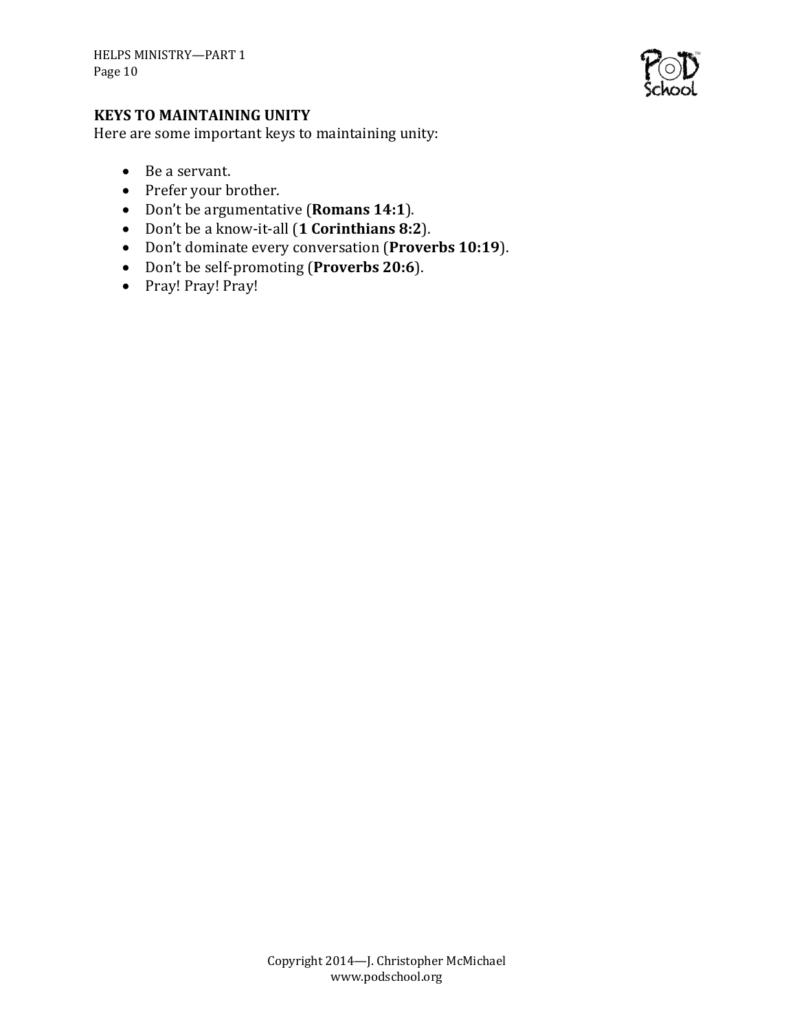## KEYS TO MAINTAINING UNITY

Here are some important keys to maintaining unity:

- Be a servant.
- Prefer your brother.
- Don't be argumentative (**Romans 14:1**).
- Don't be a know-it-all (**1 Corinthians 8:2**).
- Don't dominate every conversation (**Proverbs 10:19**).
- Don't be self-promoting (**Proverbs 20:6**).
- Pray! Pray! Pray!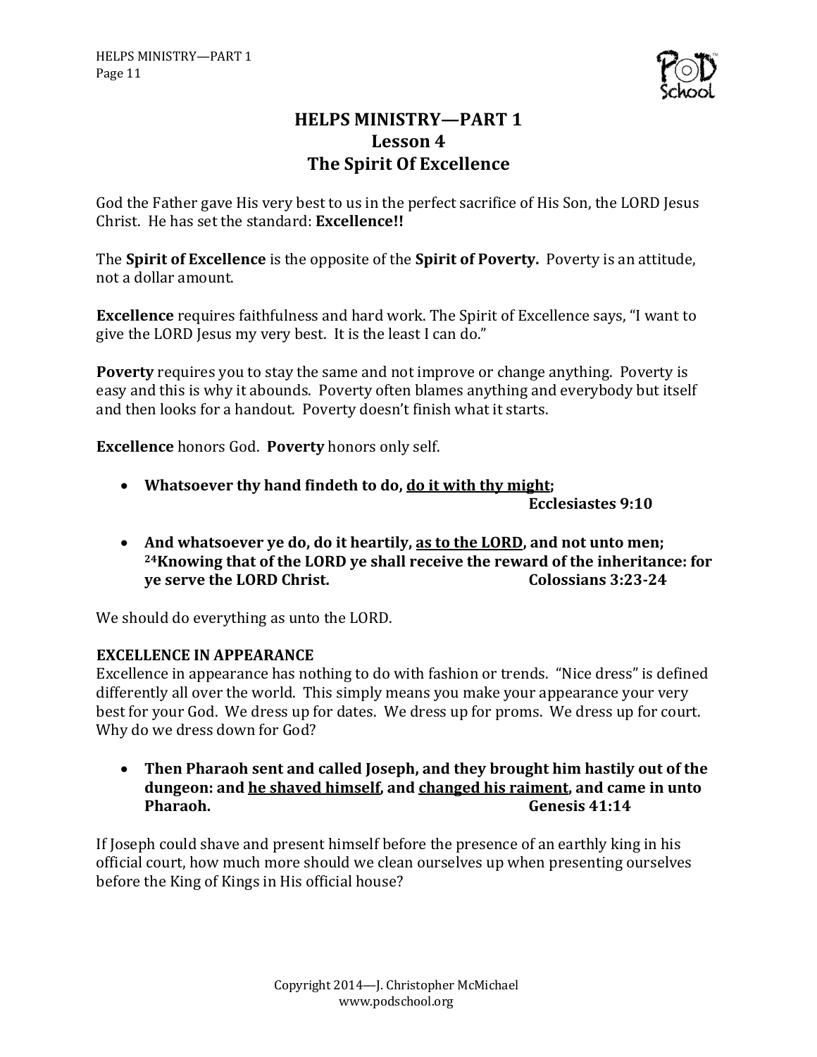# HELPS MINISTRY—PART 1
## Lesson 4
## The Spirit Of Excellence

God the Father gave His very best to us in the perfect sacrifice of His Son, the LORD Jesus Christ. He has set the standard: **Excellence!!**

The **Spirit of Excellence** is the opposite of the **Spirit of Poverty.** Poverty is an attitude, not a dollar amount.

**Excellence** requires faithfulness and hard work. The Spirit of Excellence says, "I want to give the LORD Jesus my very best. It is the least I can do."

**Poverty** requires you to stay the same and not improve or change anything. Poverty is easy and this is why it abounds. Poverty often blames anything and everybody but itself and then looks for a handout. Poverty doesn't finish what it starts.

**Excellence** honors God. **Poverty** honors only self.

- **Whatsoever thy hand findeth to do, <u>do it with thy might</u>;**
  **Ecclesiastes 9:10**

- **And whatsoever ye do, do it heartily, <u>as to the LORD</u>, and not unto men; [24]Knowing that of the LORD ye shall receive the reward of the inheritance: for ye serve the LORD Christ.** **Colossians 3:23-24**

We should do everything as unto the LORD.

**EXCELLENCE IN APPEARANCE**

Excellence in appearance has nothing to do with fashion or trends. "Nice dress" is defined differently all over the world. This simply means you make your appearance your very best for your God. We dress up for dates. We dress up for proms. We dress up for court. Why do we dress down for God?

- **Then Pharaoh sent and called Joseph, and they brought him hastily out of the dungeon: and <u>he shaved himself</u>, and <u>changed his raiment</u>, and came in unto Pharaoh.** **Genesis 41:14**

If Joseph could shave and present himself before the presence of an earthly king in his official court, how much more should we clean ourselves up when presenting ourselves before the King of Kings in His official house?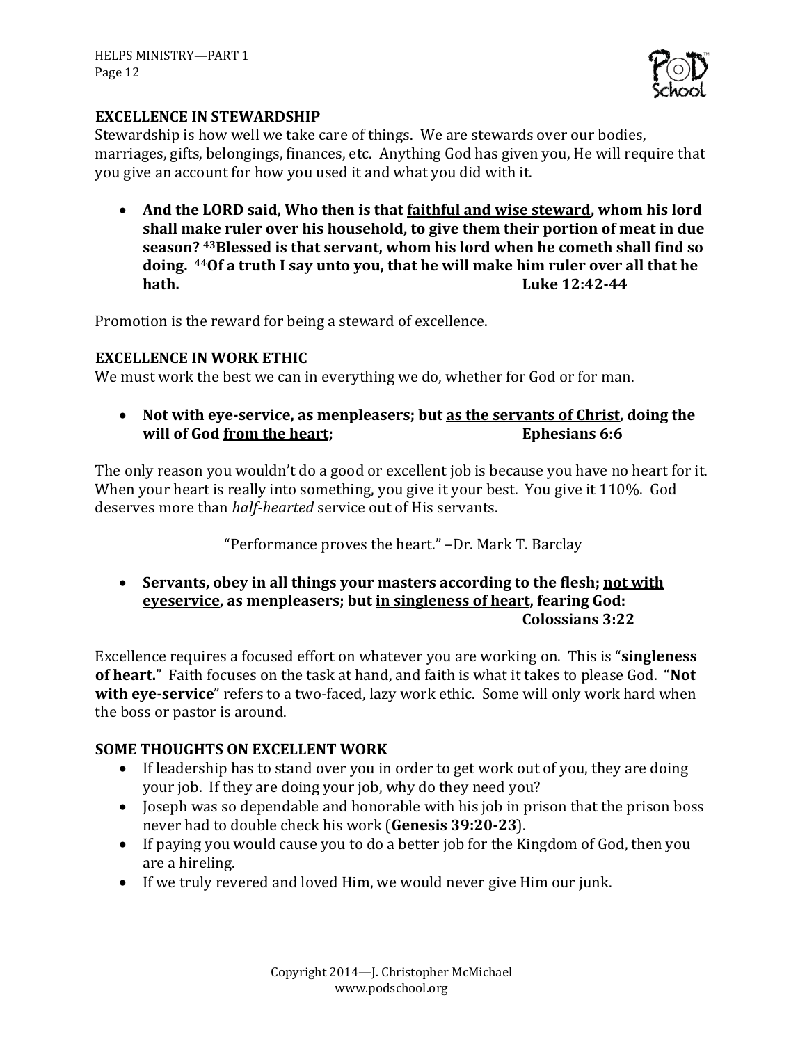## EXCELLENCE IN STEWARDSHIP

Stewardship is how well we take care of things. We are stewards over our bodies, marriages, gifts, belongings, finances, etc. Anything God has given you, He will require that you give an account for how you used it and what you did with it.

- **And the LORD said, Who then is that <u>faithful and wise steward</u>, whom his lord shall make ruler over his household, to give them their portion of meat in due season? [43]Blessed is that servant, whom his lord when he cometh shall find so doing. [44]Of a truth I say unto you, that he will make him ruler over all that he hath. Luke 12:42-44**

Promotion is the reward for being a steward of excellence.

## EXCELLENCE IN WORK ETHIC

We must work the best we can in everything we do, whether for God or for man.

- **Not with eye-service, as menpleasers; but <u>as the servants of Christ</u>, doing the will of God <u>from the heart</u>; Ephesians 6:6**

The only reason you wouldn't do a good or excellent job is because you have no heart for it. When your heart is really into something, you give it your best. You give it 110%. God deserves more than *half-hearted* service out of His servants.

"Performance proves the heart." –Dr. Mark T. Barclay

- **Servants, obey in all things your masters according to the flesh; <u>not with eyeservice</u>, as menpleasers; but <u>in singleness of heart</u>, fearing God: Colossians 3:22**

Excellence requires a focused effort on whatever you are working on. This is "**singleness of heart.**" Faith focuses on the task at hand, and faith is what it takes to please God. "**Not with eye-service**" refers to a two-faced, lazy work ethic. Some will only work hard when the boss or pastor is around.

## SOME THOUGHTS ON EXCELLENT WORK

- If leadership has to stand over you in order to get work out of you, they are doing your job. If they are doing your job, why do they need you?
- Joseph was so dependable and honorable with his job in prison that the prison boss never had to double check his work (**Genesis 39:20-23**).
- If paying you would cause you to do a better job for the Kingdom of God, then you are a hireling.
- If we truly revered and loved Him, we would never give Him our junk.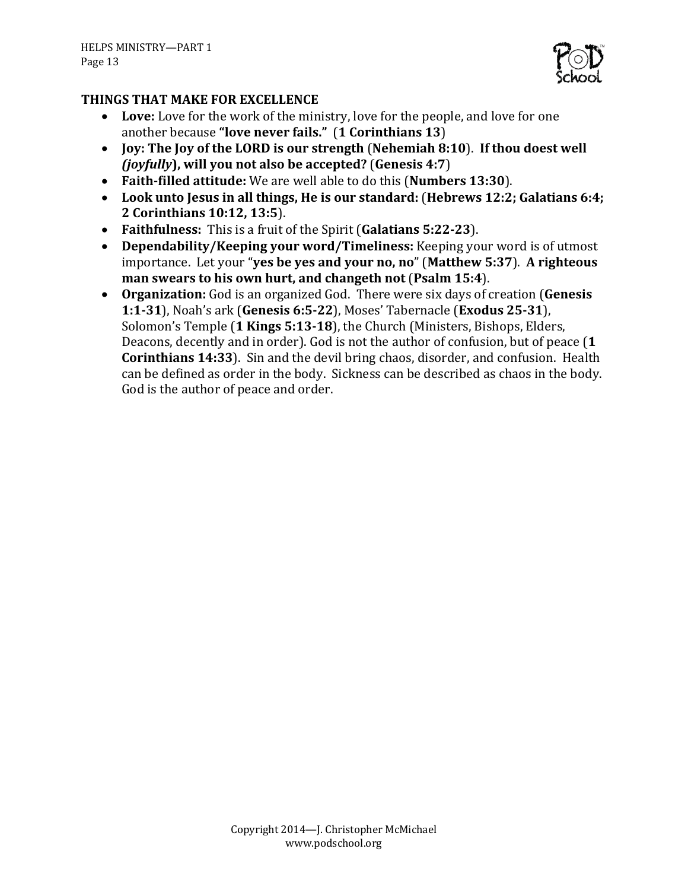## THINGS THAT MAKE FOR EXCELLENCE

- **Love:** Love for the work of the ministry, love for the people, and love for one another because **"love never fails."** (**1 Corinthians 13**)
- **Joy: The Joy of the LORD is our strength** (**Nehemiah 8:10**). **If thou doest well *(joyfully)*, will you not also be accepted?** (**Genesis 4:7**)
- **Faith-filled attitude:** We are well able to do this (**Numbers 13:30**).
- **Look unto Jesus in all things, He is our standard:** (**Hebrews 12:2; Galatians 6:4; 2 Corinthians 10:12, 13:5**).
- **Faithfulness:** This is a fruit of the Spirit (**Galatians 5:22-23**).
- **Dependability/Keeping your word/Timeliness:** Keeping your word is of utmost importance. Let your "**yes be yes and your no, no**" (**Matthew 5:37**). **A righteous man swears to his own hurt, and changeth not** (**Psalm 15:4**).
- **Organization:** God is an organized God. There were six days of creation (**Genesis 1:1-31**), Noah's ark (**Genesis 6:5-22**), Moses' Tabernacle (**Exodus 25-31**), Solomon's Temple (**1 Kings 5:13-18**), the Church (Ministers, Bishops, Elders, Deacons, decently and in order). God is not the author of confusion, but of peace (**1 Corinthians 14:33**). Sin and the devil bring chaos, disorder, and confusion. Health can be defined as order in the body. Sickness can be described as chaos in the body. God is the author of peace and order.